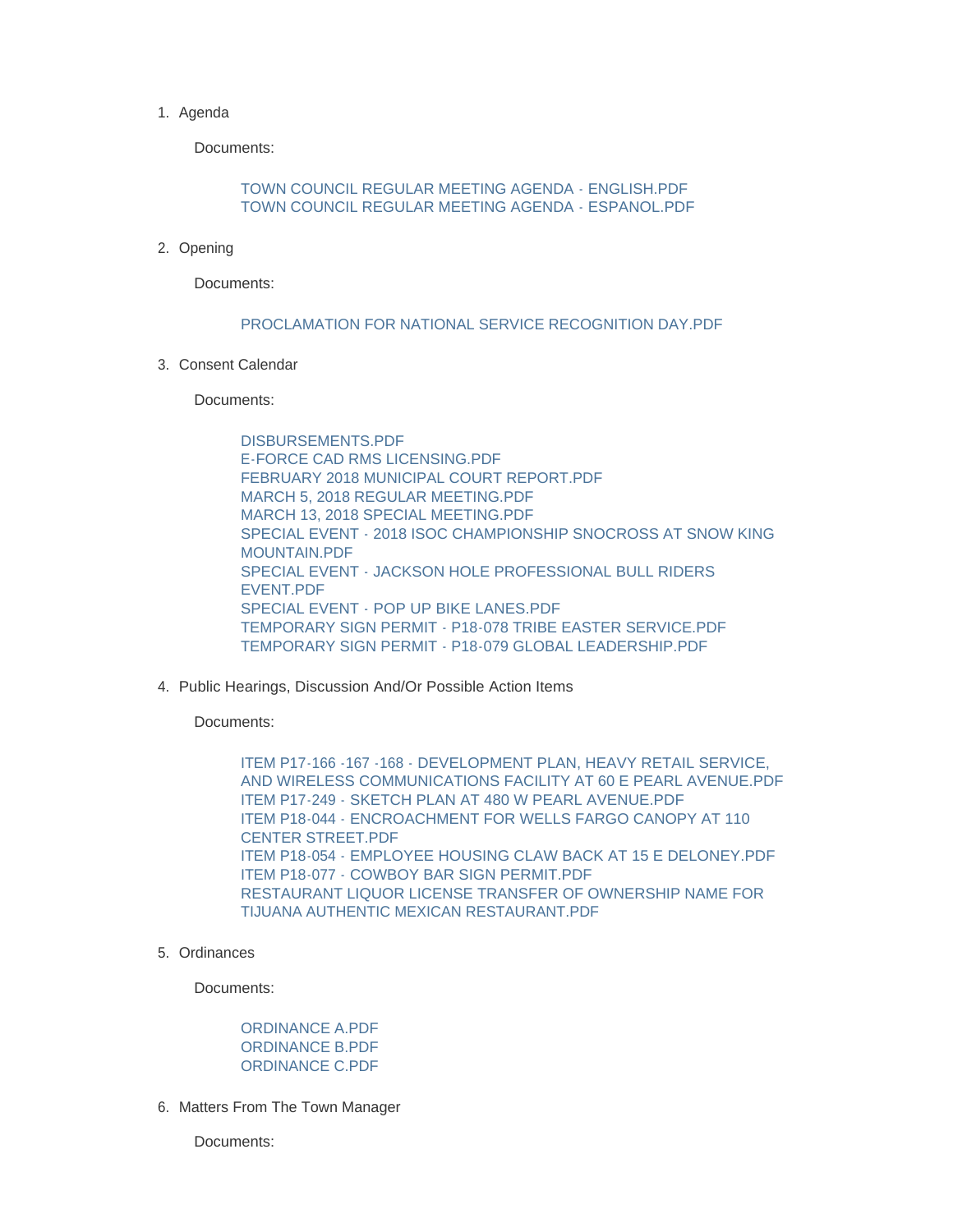1. Agenda

   Documents:

   TOWN COUNCIL REGULAR MEETING AGENDA - ENGLISH.PDF
   TOWN COUNCIL REGULAR MEETING AGENDA - ESPANOL.PDF

2. Opening

   Documents:

   PROCLAMATION FOR NATIONAL SERVICE RECOGNITION DAY.PDF

3. Consent Calendar

   Documents:

   DISBURSEMENTS.PDF
   E-FORCE CAD RMS LICENSING.PDF
   FEBRUARY 2018 MUNICIPAL COURT REPORT.PDF
   MARCH 5, 2018 REGULAR MEETING.PDF
   MARCH 13, 2018 SPECIAL MEETING.PDF
   SPECIAL EVENT - 2018 ISOC CHAMPIONSHIP SNOCROSS AT SNOW KING MOUNTAIN.PDF
   SPECIAL EVENT - JACKSON HOLE PROFESSIONAL BULL RIDERS EVENT.PDF
   SPECIAL EVENT - POP UP BIKE LANES.PDF
   TEMPORARY SIGN PERMIT - P18-078 TRIBE EASTER SERVICE.PDF
   TEMPORARY SIGN PERMIT - P18-079 GLOBAL LEADERSHIP.PDF

4. Public Hearings, Discussion And/Or Possible Action Items

   Documents:

   ITEM P17-166 -167 -168 - DEVELOPMENT PLAN, HEAVY RETAIL SERVICE, AND WIRELESS COMMUNICATIONS FACILITY AT 60 E PEARL AVENUE.PDF
   ITEM P17-249 - SKETCH PLAN AT 480 W PEARL AVENUE.PDF
   ITEM P18-044 - ENCROACHMENT FOR WELLS FARGO CANOPY AT 110 CENTER STREET.PDF
   ITEM P18-054 - EMPLOYEE HOUSING CLAW BACK AT 15 E DELONEY.PDF
   ITEM P18-077 - COWBOY BAR SIGN PERMIT.PDF
   RESTAURANT LIQUOR LICENSE TRANSFER OF OWNERSHIP NAME FOR TIJUANA AUTHENTIC MEXICAN RESTAURANT.PDF

5. Ordinances

   Documents:

   ORDINANCE A.PDF
   ORDINANCE B.PDF
   ORDINANCE C.PDF

6. Matters From The Town Manager

   Documents: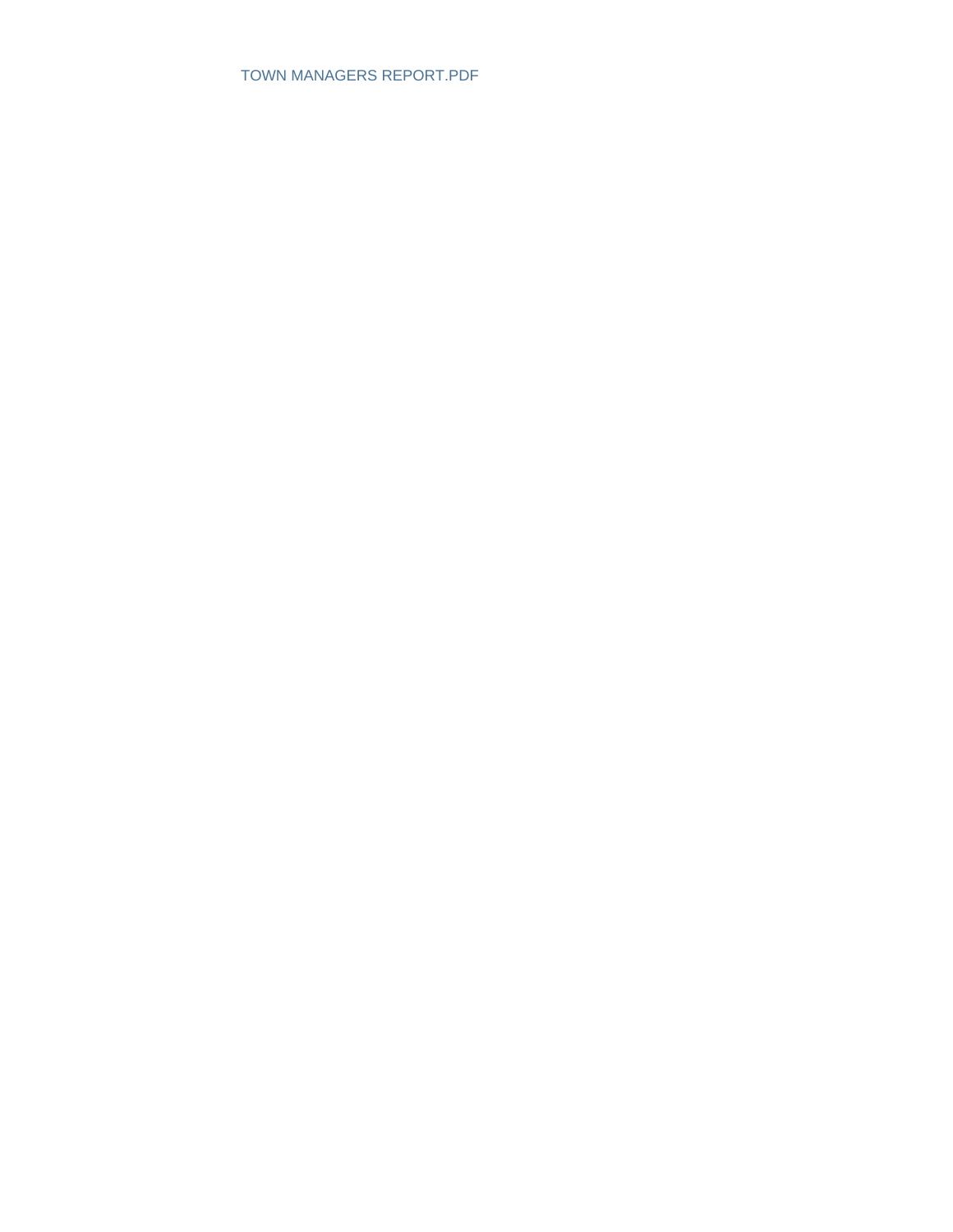TOWN MANAGERS REPORT.PDF